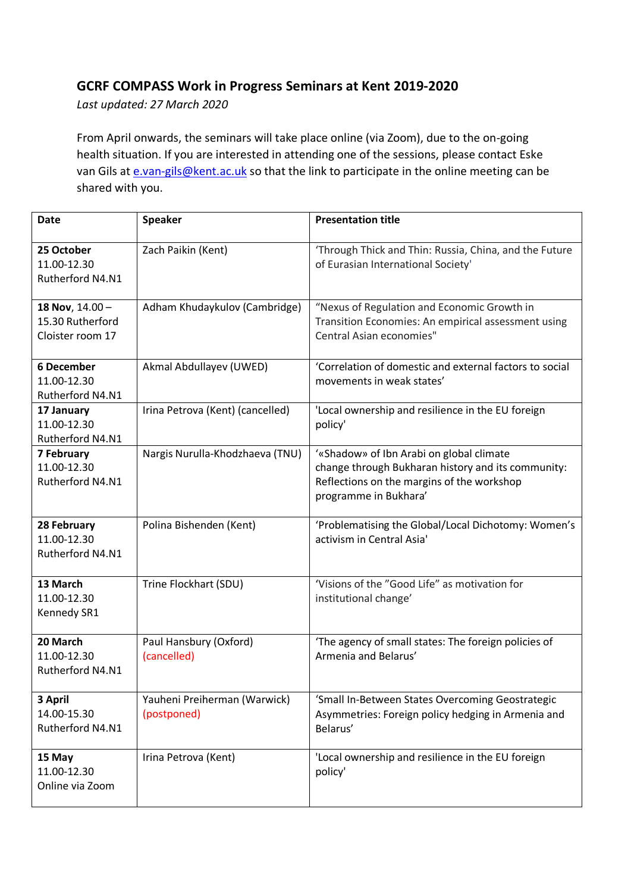## GCRF COMPASS Work in Progress Seminars at Kent 2019-2020

*Last updated: 27 March 2020*

From April onwards, the seminars will take place online (via Zoom), due to the on-going health situation. If you are interested in attending one of the sessions, please contact Eske van Gils at e.van-gils@kent.ac.uk so that the link to participate in the online meeting can be shared with you.

| Date | Speaker | Presentation title |
|---|---|---|
| **25 October** 11.00-12.30 Rutherford N4.N1 | Zach Paikin (Kent) | 'Through Thick and Thin: Russia, China, and the Future of Eurasian International Society' |
| **18 Nov**, 14.00 – 15.30 Rutherford Cloister room 17 | Adham Khudaykulov (Cambridge) | "Nexus of Regulation and Economic Growth in Transition Economies: An empirical assessment using Central Asian economies" |
| **6 December** 11.00-12.30 Rutherford N4.N1 | Akmal Abdullayev (UWED) | 'Correlation of domestic and external factors to social movements in weak states' |
| **17 January** 11.00-12.30 Rutherford N4.N1 | Irina Petrova (Kent) (cancelled) | 'Local ownership and resilience in the EU foreign policy' |
| **7 February** 11.00-12.30 Rutherford N4.N1 | Nargis Nurulla-Khodzhaeva (TNU) | '«Shadow» of Ibn Arabi on global climate change through Bukharan history and its community: Reflections on the margins of the workshop programme in Bukhara' |
| **28 February** 11.00-12.30 Rutherford N4.N1 | Polina Bishenden (Kent) | 'Problematising the Global/Local Dichotomy: Women's activism in Central Asia' |
| **13 March** 11.00-12.30 Kennedy SR1 | Trine Flockhart (SDU) | 'Visions of the "Good Life" as motivation for institutional change' |
| **20 March** 11.00-12.30 Rutherford N4.N1 | Paul Hansbury (Oxford) (cancelled) | 'The agency of small states: The foreign policies of Armenia and Belarus' |
| **3 April** 14.00-15.30 Rutherford N4.N1 | Yauheni Preiherman (Warwick) (postponed) | 'Small In-Between States Overcoming Geostrategic Asymmetries: Foreign policy hedging in Armenia and Belarus' |
| **15 May** 11.00-12.30 Online via Zoom | Irina Petrova (Kent) | 'Local ownership and resilience in the EU foreign policy' |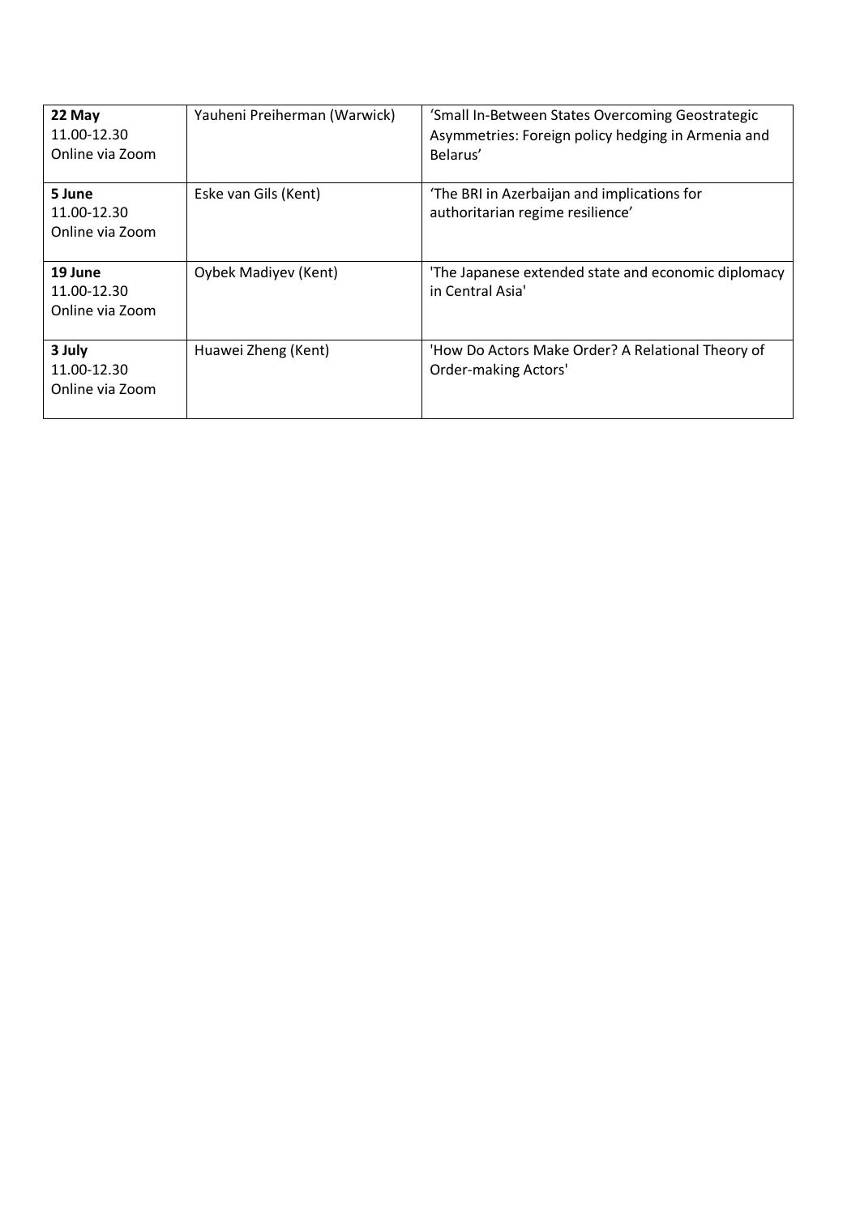| | | |
|---|---|---|
| **22 May**<br>11.00-12.30<br>Online via Zoom | Yauheni Preiherman (Warwick) | 'Small In-Between States Overcoming Geostrategic Asymmetries: Foreign policy hedging in Armenia and Belarus' |
| **5 June**<br>11.00-12.30<br>Online via Zoom | Eske van Gils (Kent) | 'The BRI in Azerbaijan and implications for authoritarian regime resilience' |
| **19 June**<br>11.00-12.30<br>Online via Zoom | Oybek Madiyev (Kent) | 'The Japanese extended state and economic diplomacy in Central Asia' |
| **3 July**<br>11.00-12.30<br>Online via Zoom | Huawei Zheng (Kent) | 'How Do Actors Make Order? A Relational Theory of Order-making Actors' |